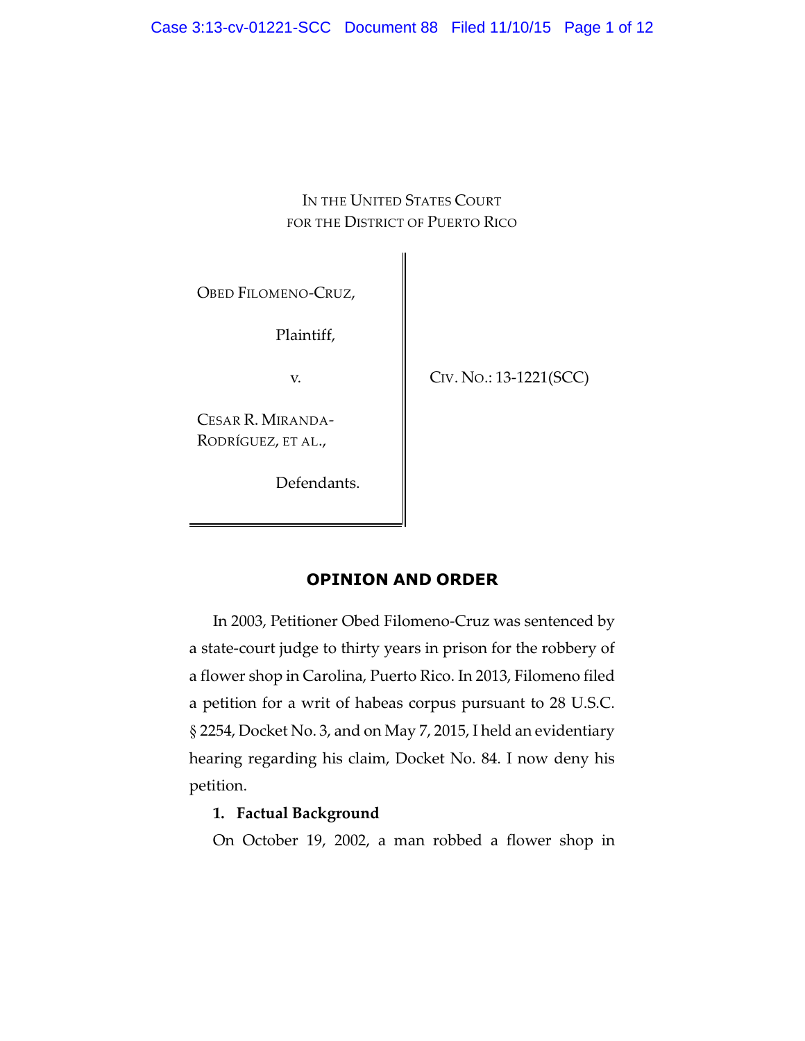IN THE UNITED STATES COURT
FOR THE DISTRICT OF PUERTO RICO

OBED FILOMENO-CRUZ,

Plaintiff,

v.

CESAR R. MIRANDA-RODRÍGUEZ, ET AL.,

Defendants.

CIV. NO.: 13-1221(SCC)

## OPINION AND ORDER

In 2003, Petitioner Obed Filomeno-Cruz was sentenced by a state-court judge to thirty years in prison for the robbery of a flower shop in Carolina, Puerto Rico. In 2013, Filomeno filed a petition for a writ of habeas corpus pursuant to 28 U.S.C. § 2254, Docket No. 3, and on May 7, 2015, I held an evidentiary hearing regarding his claim, Docket No. 84. I now deny his petition.

### 1. Factual Background

On October 19, 2002, a man robbed a flower shop in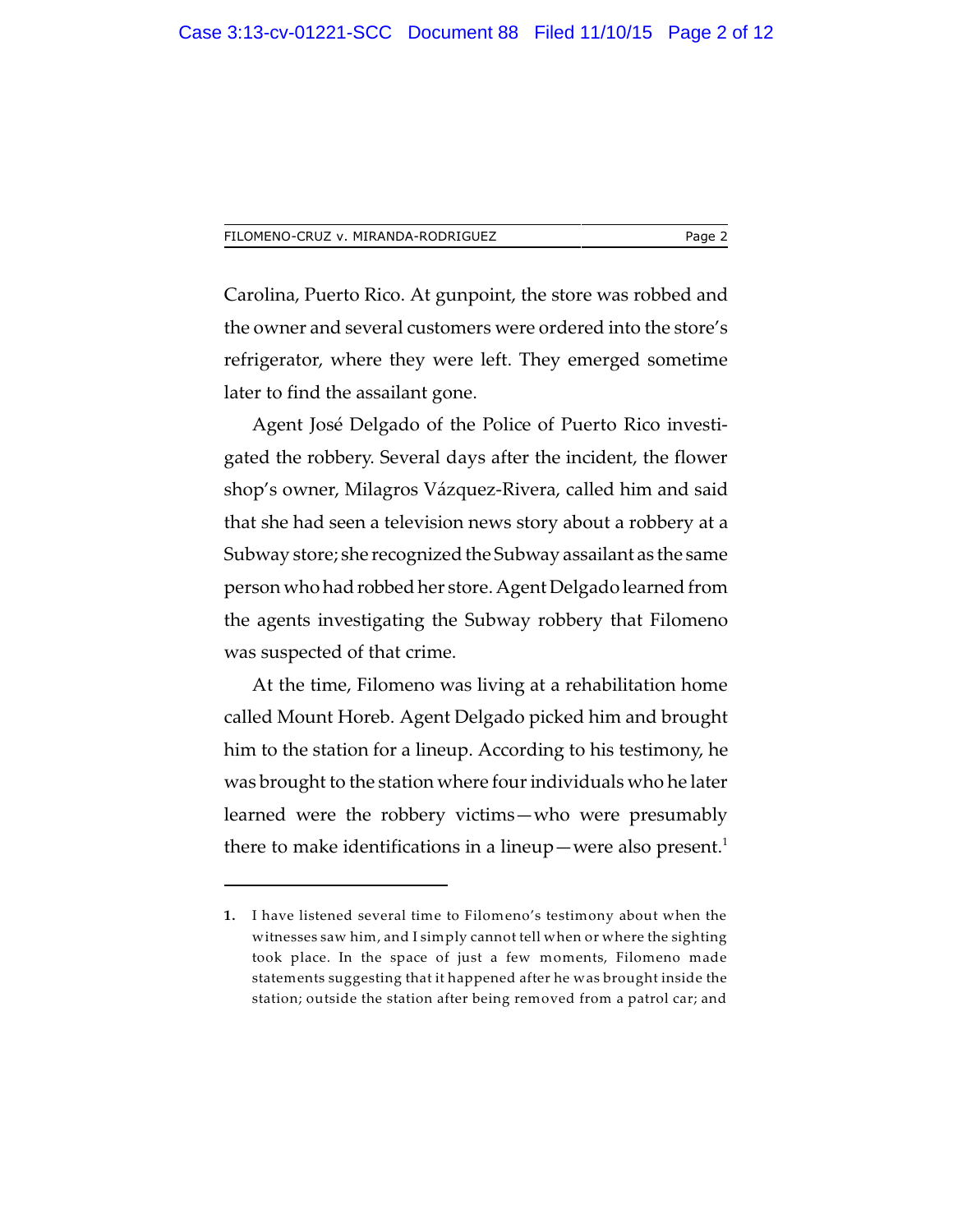Carolina, Puerto Rico. At gunpoint, the store was robbed and the owner and several customers were ordered into the store's refrigerator, where they were left. They emerged sometime later to find the assailant gone.

Agent José Delgado of the Police of Puerto Rico investigated the robbery. Several days after the incident, the flower shop's owner, Milagros Vázquez-Rivera, called him and said that she had seen a television news story about a robbery at a Subway store; she recognized the Subway assailant as the same person who had robbed her store. Agent Delgado learned from the agents investigating the Subway robbery that Filomeno was suspected of that crime.

At the time, Filomeno was living at a rehabilitation home called Mount Horeb. Agent Delgado picked him and brought him to the station for a lineup. According to his testimony, he was brought to the station where four individuals who he later learned were the robbery victims—who were presumably there to make identifications in a lineup—were also present.[1]

---

1. I have listened several time to Filomeno's testimony about when the witnesses saw him, and I simply cannot tell when or where the sighting took place. In the space of just a few moments, Filomeno made statements suggesting that it happened after he was brought inside the station; outside the station after being removed from a patrol car; and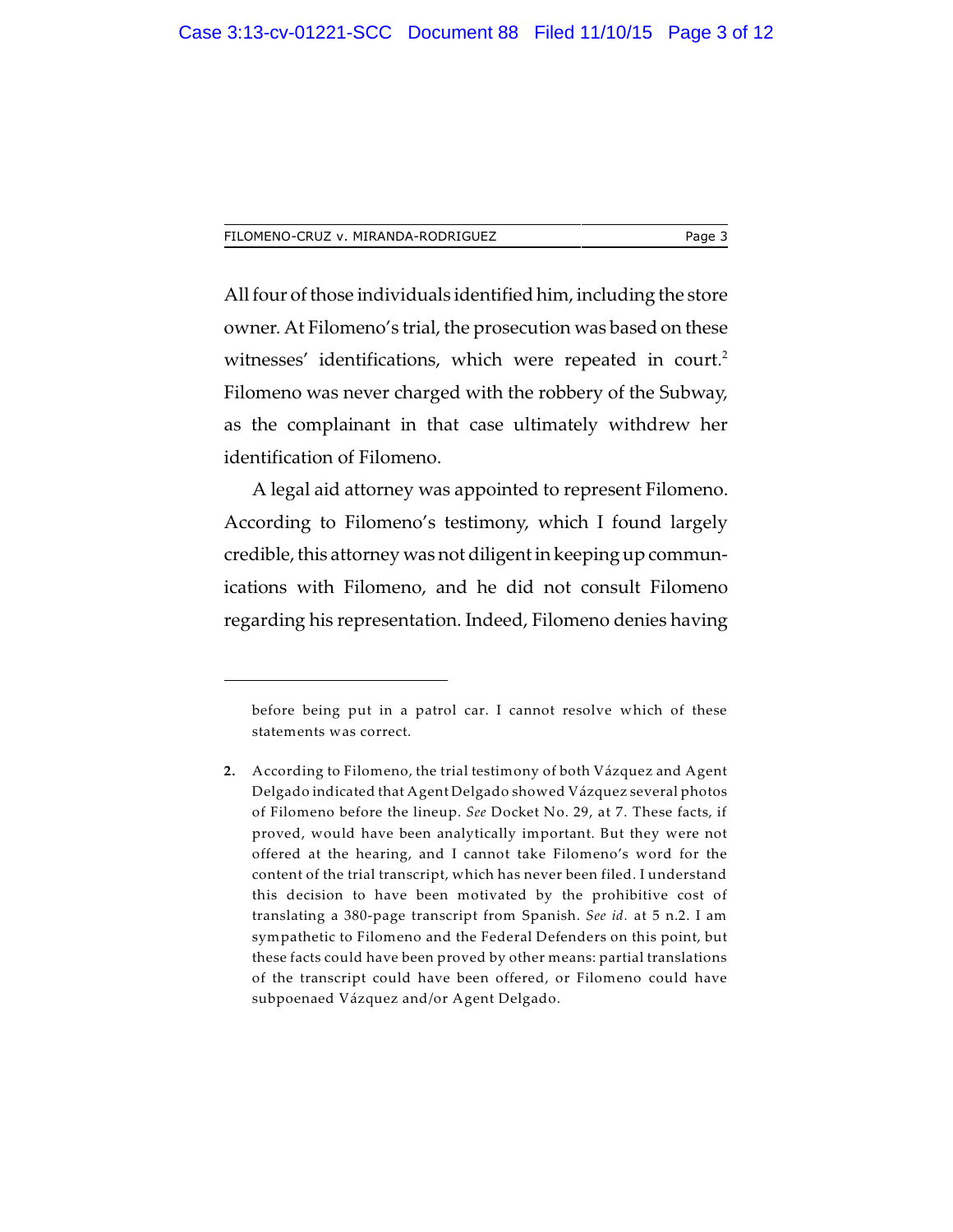All four of those individuals identified him, including the store owner. At Filomeno's trial, the prosecution was based on these witnesses' identifications, which were repeated in court.[2] Filomeno was never charged with the robbery of the Subway, as the complainant in that case ultimately withdrew her identification of Filomeno.

A legal aid attorney was appointed to represent Filomeno. According to Filomeno's testimony, which I found largely credible, this attorney was not diligent in keeping up communications with Filomeno, and he did not consult Filomeno regarding his representation. Indeed, Filomeno denies having

---

before being put in a patrol car. I cannot resolve which of these statements was correct.

**2.** According to Filomeno, the trial testimony of both Vázquez and Agent Delgado indicated that Agent Delgado showed Vázquez several photos of Filomeno before the lineup. *See* Docket No. 29, at 7. These facts, if proved, would have been analytically important. But they were not offered at the hearing, and I cannot take Filomeno's word for the content of the trial transcript, which has never been filed. I understand this decision to have been motivated by the prohibitive cost of translating a 380-page transcript from Spanish. *See id.* at 5 n.2. I am sympathetic to Filomeno and the Federal Defenders on this point, but these facts could have been proved by other means: partial translations of the transcript could have been offered, or Filomeno could have subpoenaed Vázquez and/or Agent Delgado.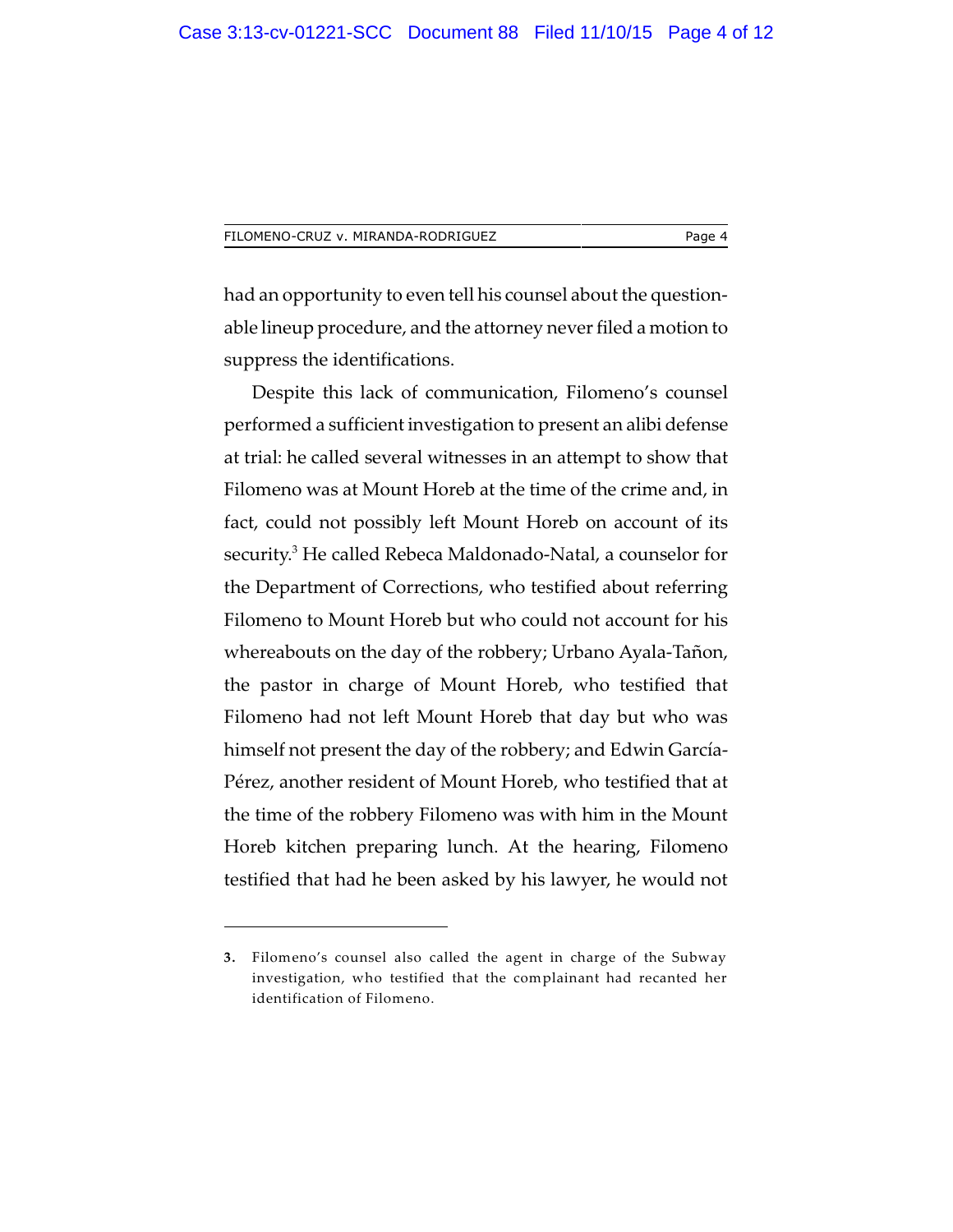had an opportunity to even tell his counsel about the questionable lineup procedure, and the attorney never filed a motion to suppress the identifications.

Despite this lack of communication, Filomeno's counsel performed a sufficient investigation to present an alibi defense at trial: he called several witnesses in an attempt to show that Filomeno was at Mount Horeb at the time of the crime and, in fact, could not possibly left Mount Horeb on account of its security.[3] He called Rebeca Maldonado-Natal, a counselor for the Department of Corrections, who testified about referring Filomeno to Mount Horeb but who could not account for his whereabouts on the day of the robbery; Urbano Ayala-Tañon, the pastor in charge of Mount Horeb, who testified that Filomeno had not left Mount Horeb that day but who was himself not present the day of the robbery; and Edwin García-Pérez, another resident of Mount Horeb, who testified that at the time of the robbery Filomeno was with him in the Mount Horeb kitchen preparing lunch. At the hearing, Filomeno testified that had he been asked by his lawyer, he would not

---

3. Filomeno's counsel also called the agent in charge of the Subway investigation, who testified that the complainant had recanted her identification of Filomeno.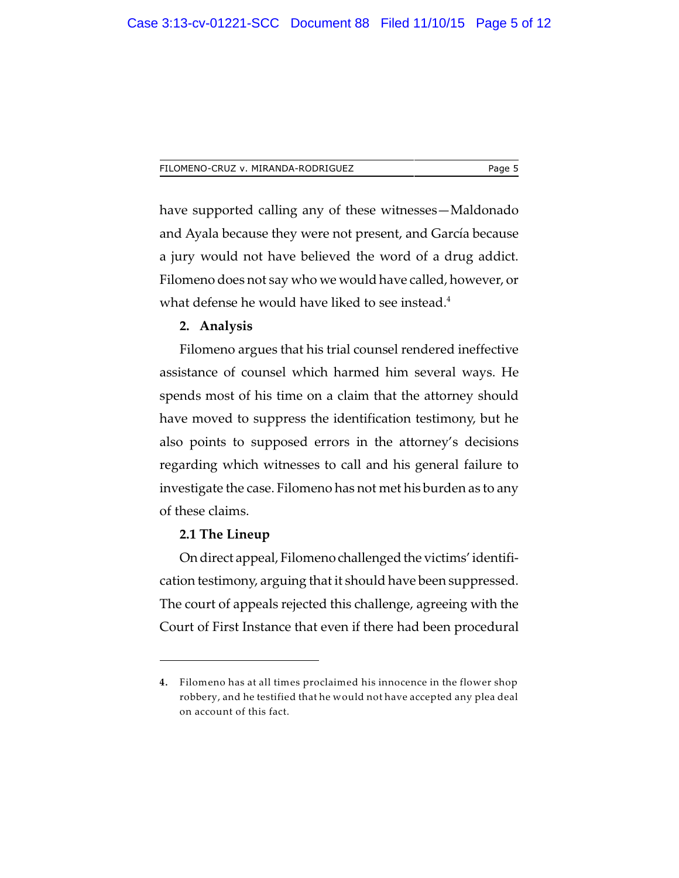have supported calling any of these witnesses—Maldonado and Ayala because they were not present, and García because a jury would not have believed the word of a drug addict. Filomeno does not say who we would have called, however, or what defense he would have liked to see instead.[4]

**2. Analysis**

Filomeno argues that his trial counsel rendered ineffective assistance of counsel which harmed him several ways. He spends most of his time on a claim that the attorney should have moved to suppress the identification testimony, but he also points to supposed errors in the attorney's decisions regarding which witnesses to call and his general failure to investigate the case. Filomeno has not met his burden as to any of these claims.

**2.1 The Lineup**

On direct appeal, Filomeno challenged the victims' identification testimony, arguing that it should have been suppressed. The court of appeals rejected this challenge, agreeing with the Court of First Instance that even if there had been procedural

---

4. Filomeno has at all times proclaimed his innocence in the flower shop robbery, and he testified that he would not have accepted any plea deal on account of this fact.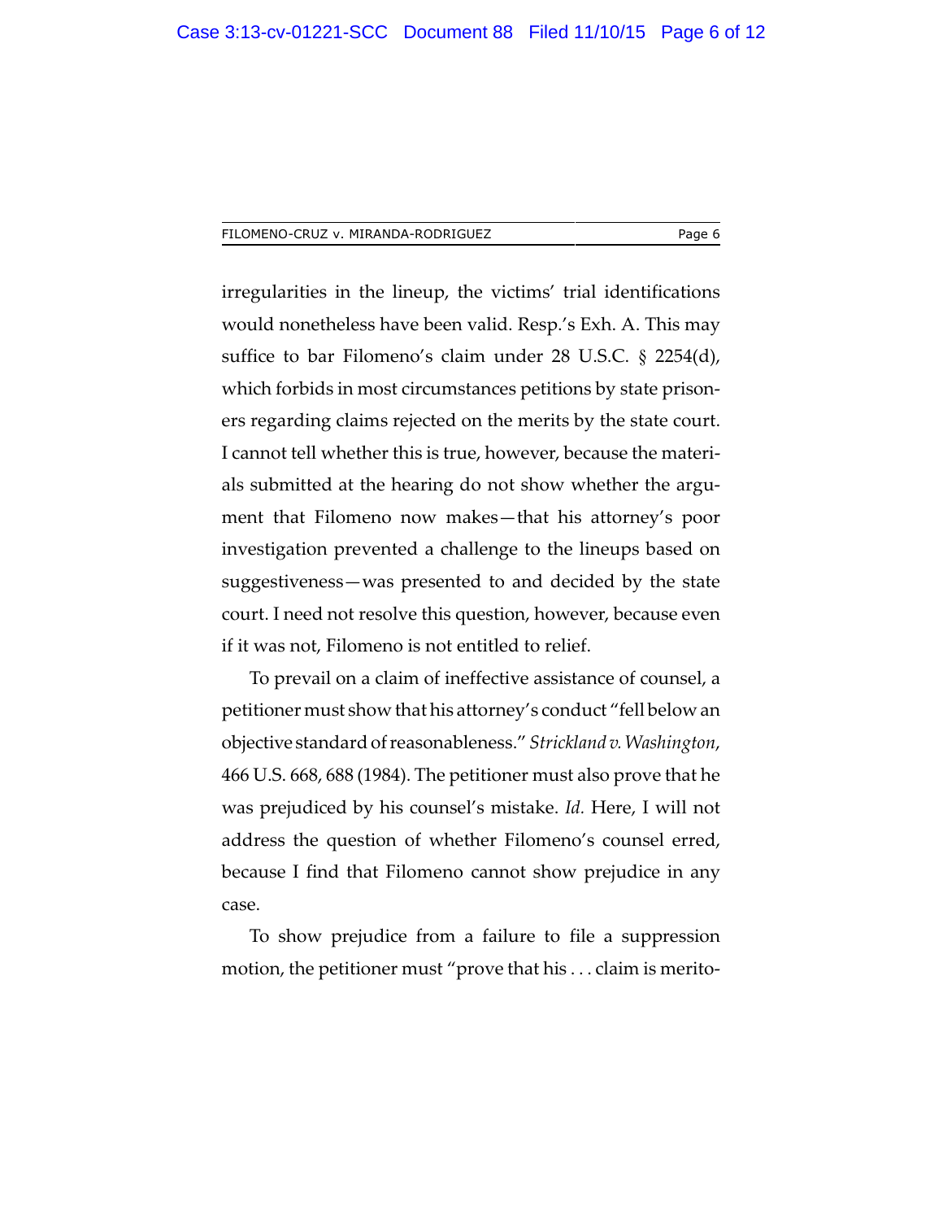irregularities in the lineup, the victims' trial identifications would nonetheless have been valid. Resp.'s Exh. A. This may suffice to bar Filomeno's claim under 28 U.S.C. § 2254(d), which forbids in most circumstances petitions by state prisoners regarding claims rejected on the merits by the state court. I cannot tell whether this is true, however, because the materials submitted at the hearing do not show whether the argument that Filomeno now makes—that his attorney's poor investigation prevented a challenge to the lineups based on suggestiveness—was presented to and decided by the state court. I need not resolve this question, however, because even if it was not, Filomeno is not entitled to relief.

To prevail on a claim of ineffective assistance of counsel, a petitioner must show that his attorney's conduct "fell below an objective standard of reasonableness." *Strickland v. Washington*, 466 U.S. 668, 688 (1984). The petitioner must also prove that he was prejudiced by his counsel's mistake. *Id.* Here, I will not address the question of whether Filomeno's counsel erred, because I find that Filomeno cannot show prejudice in any case.

To show prejudice from a failure to file a suppression motion, the petitioner must "prove that his . . . claim is merito-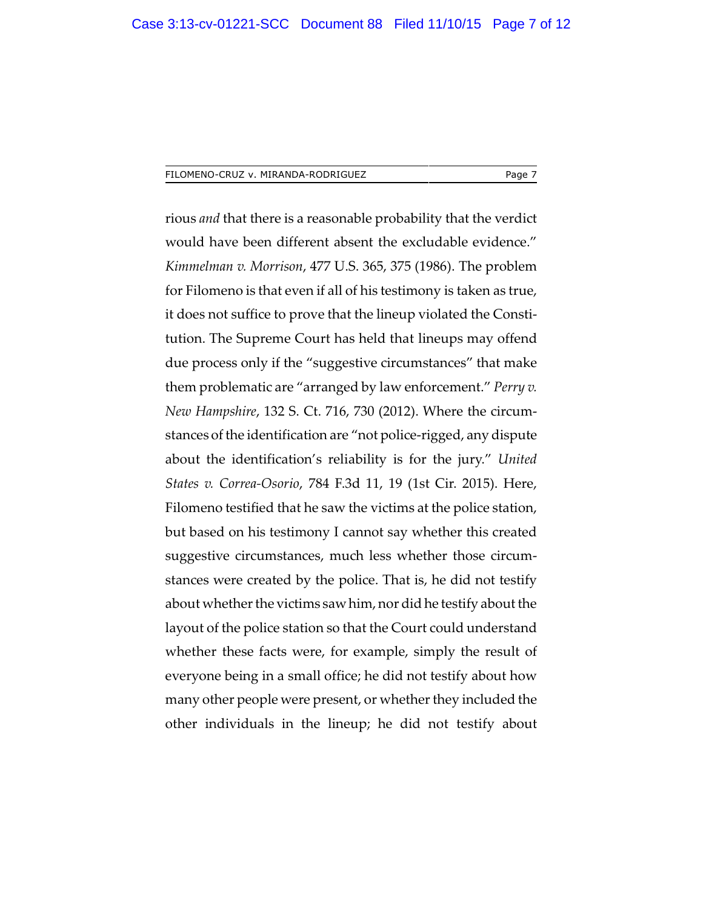rious *and* that there is a reasonable probability that the verdict would have been different absent the excludable evidence." *Kimmelman v. Morrison*, 477 U.S. 365, 375 (1986). The problem for Filomeno is that even if all of his testimony is taken as true, it does not suffice to prove that the lineup violated the Constitution. The Supreme Court has held that lineups may offend due process only if the "suggestive circumstances" that make them problematic are "arranged by law enforcement." *Perry v. New Hampshire*, 132 S. Ct. 716, 730 (2012). Where the circumstances of the identification are "not police-rigged, any dispute about the identification's reliability is for the jury." *United States v. Correa-Osorio*, 784 F.3d 11, 19 (1st Cir. 2015). Here, Filomeno testified that he saw the victims at the police station, but based on his testimony I cannot say whether this created suggestive circumstances, much less whether those circumstances were created by the police. That is, he did not testify about whether the victims saw him, nor did he testify about the layout of the police station so that the Court could understand whether these facts were, for example, simply the result of everyone being in a small office; he did not testify about how many other people were present, or whether they included the other individuals in the lineup; he did not testify about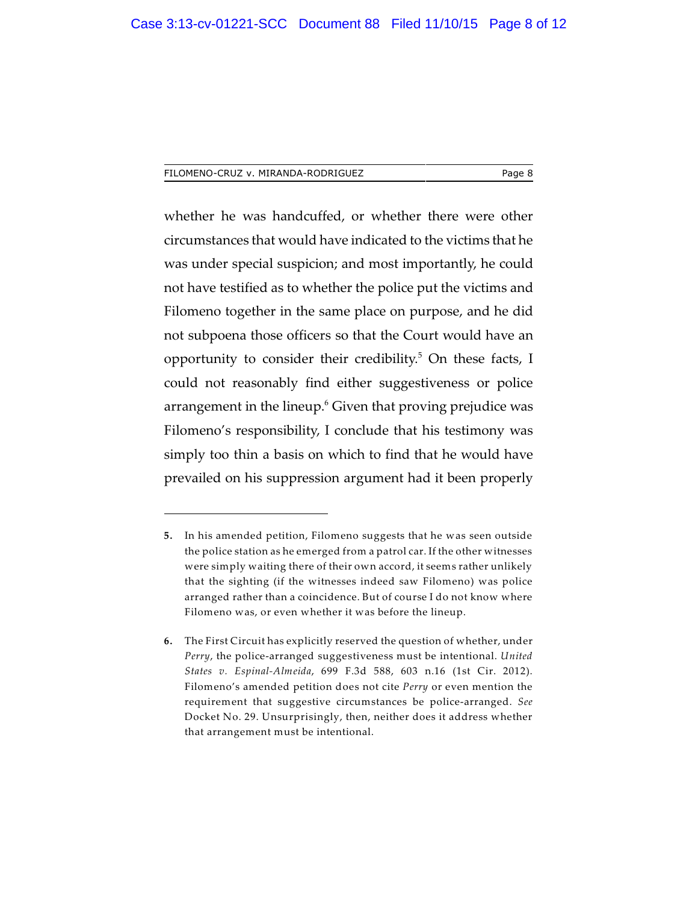whether he was handcuffed, or whether there were other circumstances that would have indicated to the victims that he was under special suspicion; and most importantly, he could not have testified as to whether the police put the victims and Filomeno together in the same place on purpose, and he did not subpoena those officers so that the Court would have an opportunity to consider their credibility.[5] On these facts, I could not reasonably find either suggestiveness or police arrangement in the lineup.[6] Given that proving prejudice was Filomeno's responsibility, I conclude that his testimony was simply too thin a basis on which to find that he would have prevailed on his suppression argument had it been properly

---

**5.** In his amended petition, Filomeno suggests that he was seen outside the police station as he emerged from a patrol car. If the other witnesses were simply waiting there of their own accord, it seems rather unlikely that the sighting (if the witnesses indeed saw Filomeno) was police arranged rather than a coincidence. But of course I do not know where Filomeno was, or even whether it was before the lineup.

**6.** The First Circuit has explicitly reserved the question of whether, under *Perry*, the police-arranged suggestiveness must be intentional. *United States v. Espinal-Almeida*, 699 F.3d 588, 603 n.16 (1st Cir. 2012). Filomeno's amended petition does not cite *Perry* or even mention the requirement that suggestive circumstances be police-arranged. *See* Docket No. 29. Unsurprisingly, then, neither does it address whether that arrangement must be intentional.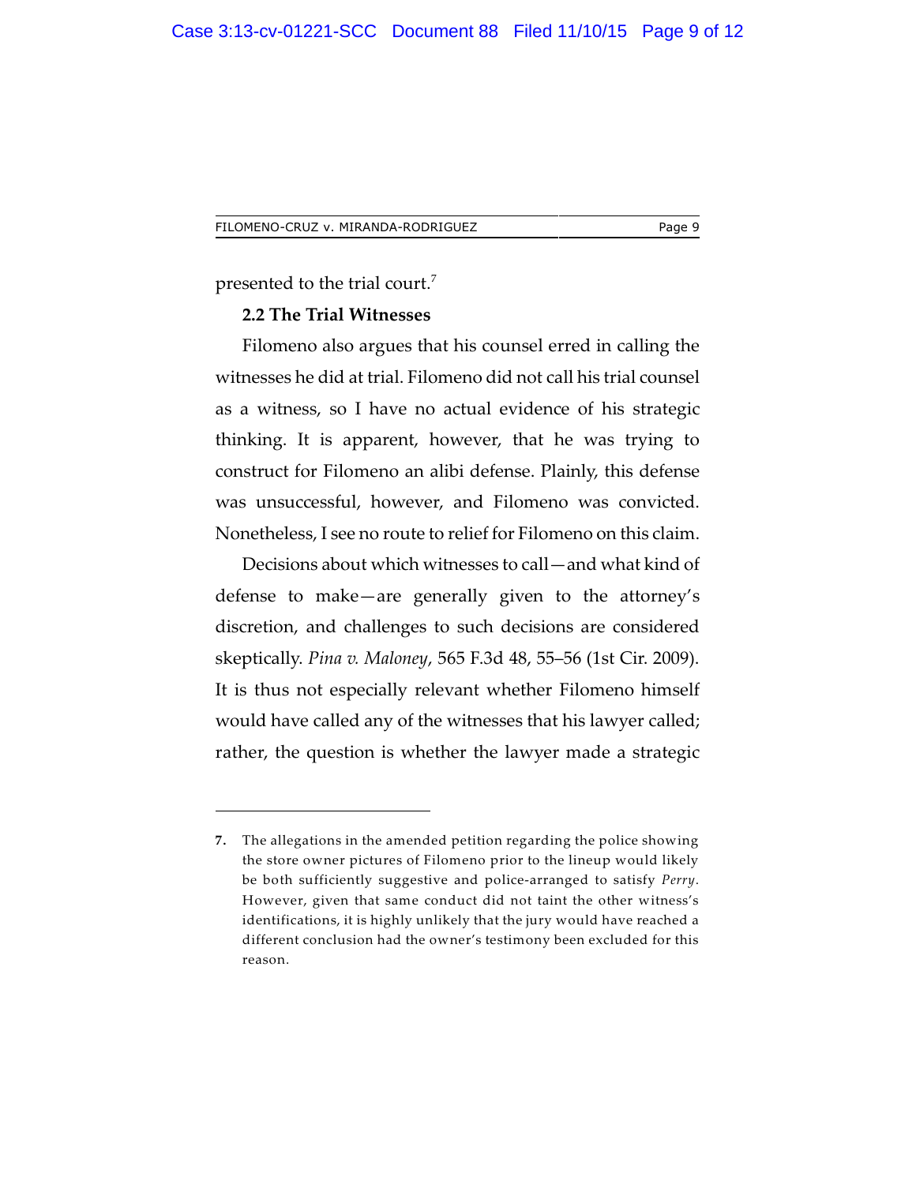presented to the trial court.[7]

### 2.2 The Trial Witnesses

Filomeno also argues that his counsel erred in calling the witnesses he did at trial. Filomeno did not call his trial counsel as a witness, so I have no actual evidence of his strategic thinking. It is apparent, however, that he was trying to construct for Filomeno an alibi defense. Plainly, this defense was unsuccessful, however, and Filomeno was convicted. Nonetheless, I see no route to relief for Filomeno on this claim.

Decisions about which witnesses to call—and what kind of defense to make—are generally given to the attorney's discretion, and challenges to such decisions are considered skeptically. *Pina v. Maloney*, 565 F.3d 48, 55–56 (1st Cir. 2009). It is thus not especially relevant whether Filomeno himself would have called any of the witnesses that his lawyer called; rather, the question is whether the lawyer made a strategic

---

7. The allegations in the amended petition regarding the police showing the store owner pictures of Filomeno prior to the lineup would likely be both sufficiently suggestive and police-arranged to satisfy *Perry*. However, given that same conduct did not taint the other witness's identifications, it is highly unlikely that the jury would have reached a different conclusion had the owner's testimony been excluded for this reason.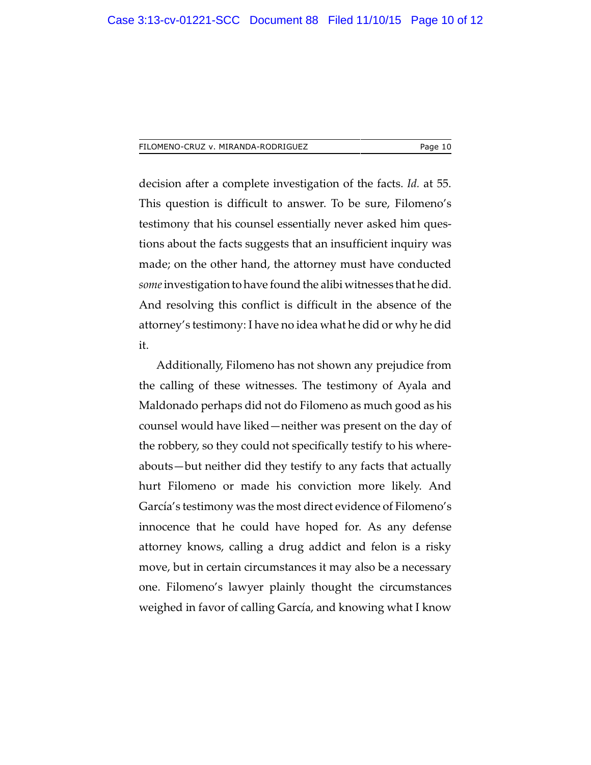decision after a complete investigation of the facts. *Id.* at 55. This question is difficult to answer. To be sure, Filomeno's testimony that his counsel essentially never asked him questions about the facts suggests that an insufficient inquiry was made; on the other hand, the attorney must have conducted *some* investigation to have found the alibi witnesses that he did. And resolving this conflict is difficult in the absence of the attorney's testimony: I have no idea what he did or why he did it.

Additionally, Filomeno has not shown any prejudice from the calling of these witnesses. The testimony of Ayala and Maldonado perhaps did not do Filomeno as much good as his counsel would have liked—neither was present on the day of the robbery, so they could not specifically testify to his whereabouts—but neither did they testify to any facts that actually hurt Filomeno or made his conviction more likely. And García's testimony was the most direct evidence of Filomeno's innocence that he could have hoped for. As any defense attorney knows, calling a drug addict and felon is a risky move, but in certain circumstances it may also be a necessary one. Filomeno's lawyer plainly thought the circumstances weighed in favor of calling García, and knowing what I know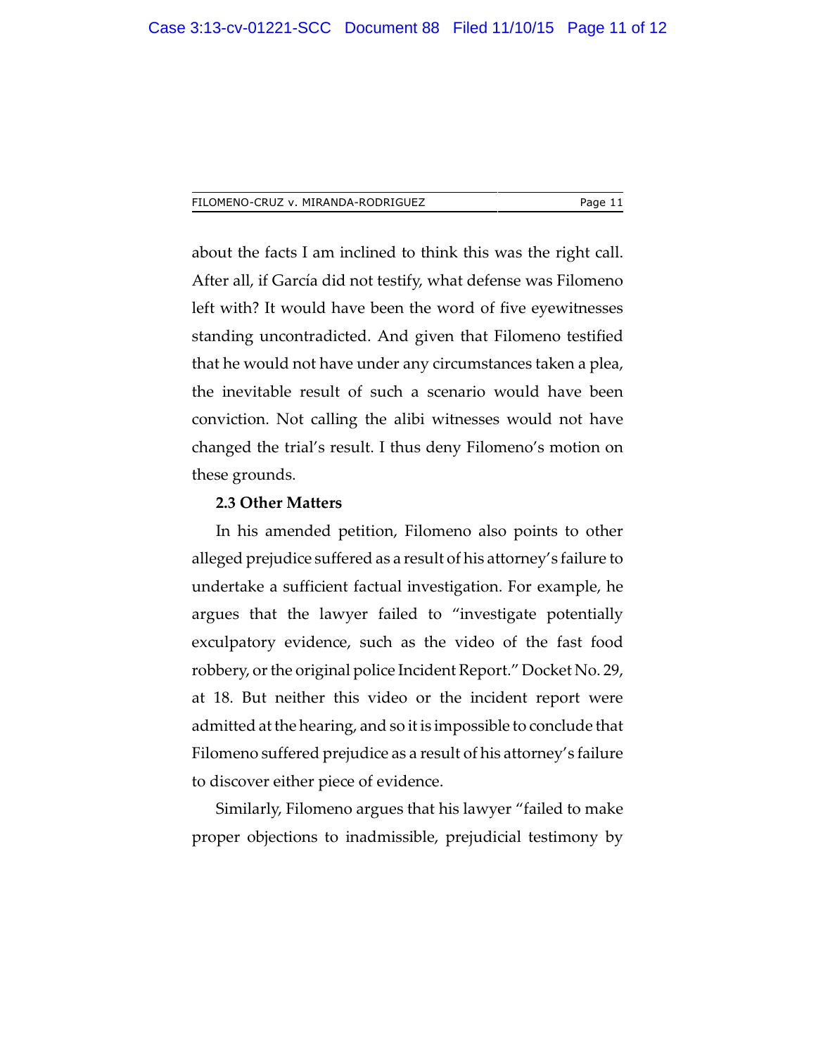about the facts I am inclined to think this was the right call. After all, if García did not testify, what defense was Filomeno left with? It would have been the word of five eyewitnesses standing uncontradicted. And given that Filomeno testified that he would not have under any circumstances taken a plea, the inevitable result of such a scenario would have been conviction. Not calling the alibi witnesses would not have changed the trial's result. I thus deny Filomeno's motion on these grounds.

### 2.3 Other Matters

In his amended petition, Filomeno also points to other alleged prejudice suffered as a result of his attorney's failure to undertake a sufficient factual investigation. For example, he argues that the lawyer failed to "investigate potentially exculpatory evidence, such as the video of the fast food robbery, or the original police Incident Report." Docket No. 29, at 18. But neither this video or the incident report were admitted at the hearing, and so it is impossible to conclude that Filomeno suffered prejudice as a result of his attorney's failure to discover either piece of evidence.

Similarly, Filomeno argues that his lawyer "failed to make proper objections to inadmissible, prejudicial testimony by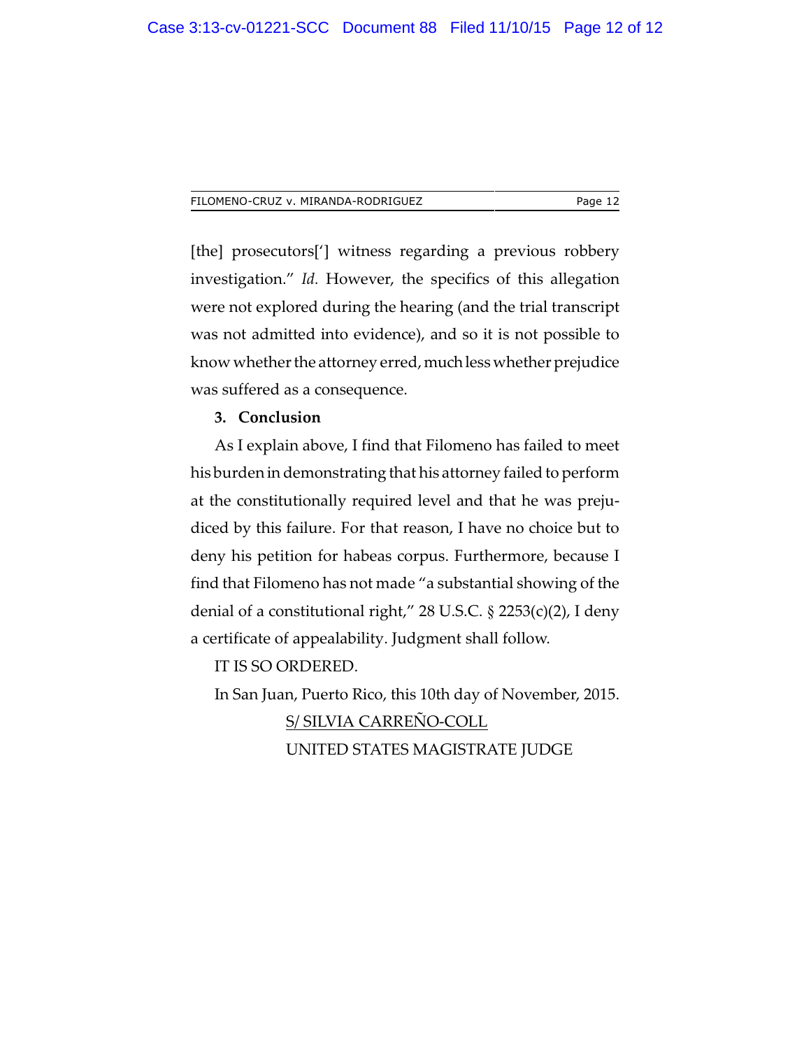[the] prosecutors['] witness regarding a previous robbery investigation." *Id.* However, the specifics of this allegation were not explored during the hearing (and the trial transcript was not admitted into evidence), and so it is not possible to know whether the attorney erred, much less whether prejudice was suffered as a consequence.

**3. Conclusion**

As I explain above, I find that Filomeno has failed to meet his burden in demonstrating that his attorney failed to perform at the constitutionally required level and that he was prejudiced by this failure. For that reason, I have no choice but to deny his petition for habeas corpus. Furthermore, because I find that Filomeno has not made "a substantial showing of the denial of a constitutional right," 28 U.S.C. § 2253(c)(2), I deny a certificate of appealability. Judgment shall follow.

IT IS SO ORDERED.

In San Juan, Puerto Rico, this 10th day of November, 2015.

S/ SILVIA CARREÑO-COLL

UNITED STATES MAGISTRATE JUDGE